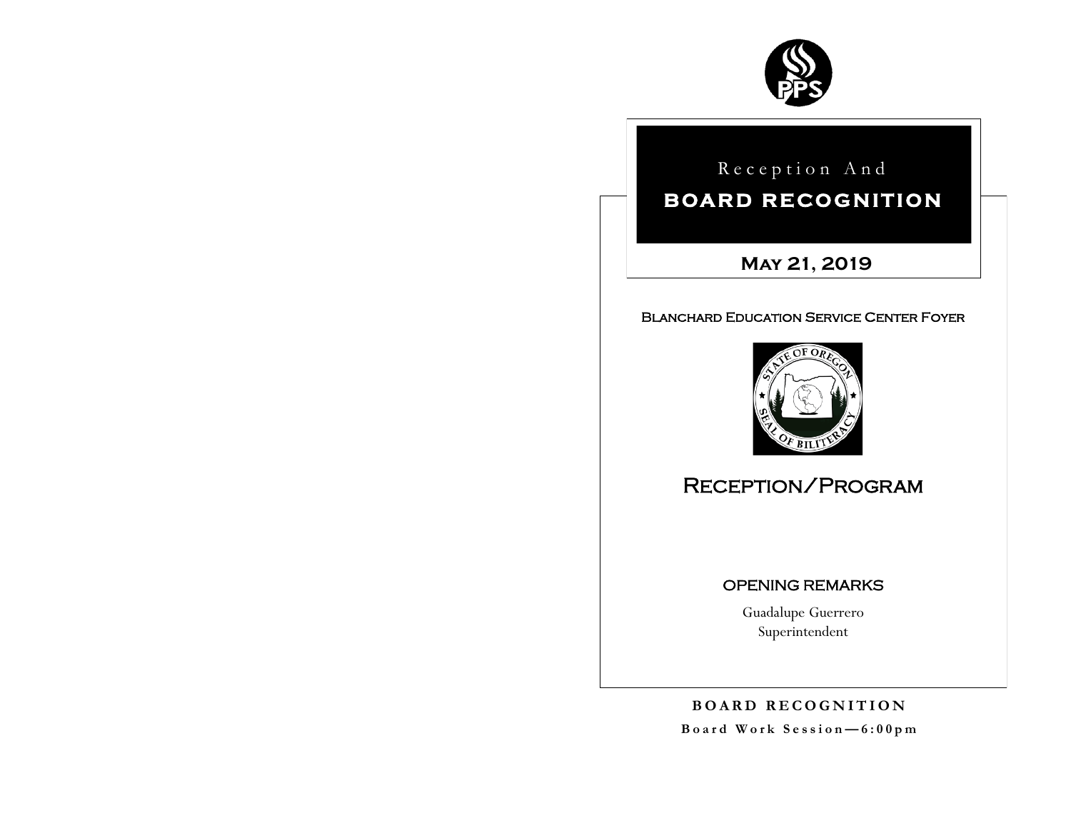# Reception And

# BOARD RECOGNITION

## May 21, 2019

### Blanchard Education Service Center Foyer

## Reception/Program

### OPENING REMARKS

Guadalupe Guerrero
Superintendent

**BOARD RECOGNITION**

**Board Work Session—6:00pm**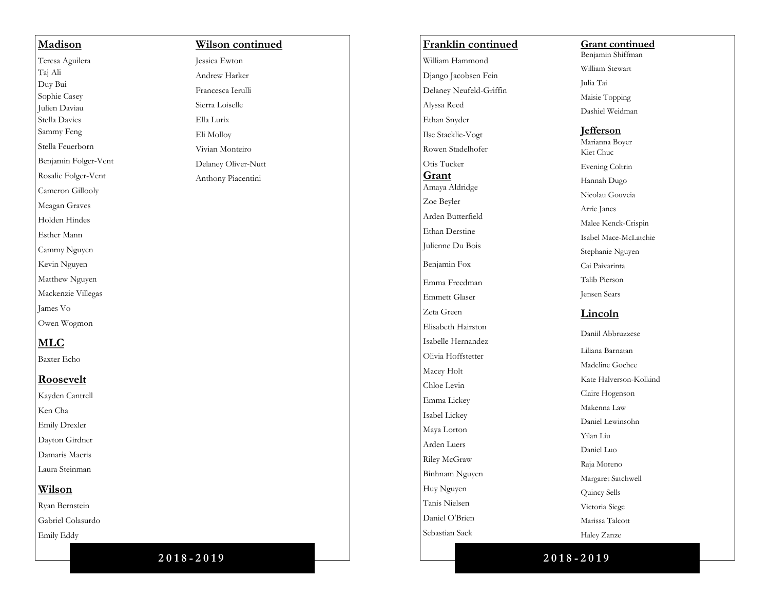## Madison

Teresa Aguilera
Taj Ali
Duy Bui
Sophie Casey
Julien Daviau
Stella Davies
Sammy Feng
Stella Feuerborn
Benjamin Folger-Vent
Rosalie Folger-Vent
Cameron Gillooly
Meagan Graves
Holden Hindes
Esther Mann
Cammy Nguyen
Kevin Nguyen
Matthew Nguyen
Mackenzie Villegas
James Vo
Owen Wogmon

## MLC

Baxter Echo

## Roosevelt

Kayden Cantrell
Ken Cha
Emily Drexler
Dayton Girdner
Damaris Macris
Laura Steinman

## Wilson

Ryan Bernstein
Gabriel Colasurdo
Emily Eddy

## Wilson continued

Jessica Ewton
Andrew Harker
Francesca Ierulli
Sierra Loiselle
Ella Lurix
Eli Molloy
Vivian Monteiro
Delaney Oliver-Nutt
Anthony Piacentini

**2018-2019**

## Franklin continued

William Hammond
Django Jacobsen Fein
Delaney Neufeld-Griffin
Alyssa Reed
Ethan Snyder
Ilse Stacklie-Vogt
Rowen Stadelhofer
Otis Tucker

## Grant

Amaya Aldridge
Zoe Beyler
Arden Butterfield
Ethan Derstine
Julienne Du Bois
Benjamin Fox
Emma Freedman
Emmett Glaser
Zeta Green
Elisabeth Hairston
Isabelle Hernandez
Olivia Hoffstetter
Macey Holt
Chloe Levin
Emma Lickey
Isabel Lickey
Maya Lorton
Arden Luers
Riley McGraw
Binhnam Nguyen
Huy Nguyen
Tanis Nielsen
Daniel O'Brien
Sebastian Sack

## Grant continued

Benjamin Shiffman
William Stewart
Julia Tai
Maisie Topping
Dashiel Weidman

## Jefferson

Marianna Boyer
Kiet Chuc
Evening Coltrin
Hannah Dugo
Nicolau Gouveia
Arrie Janes
Malee Kenck-Crispin
Isabel Mace-McLatchie
Stephanie Nguyen
Cai Paivarinta
Talib Pierson
Jensen Sears

## Lincoln

Daniil Abbruzzese
Liliana Barnatan
Madeline Gochee
Kate Halverson-Kolkind
Claire Hogenson
Makenna Law
Daniel Lewinsohn
Yilan Liu
Daniel Luo
Raja Moreno
Margaret Satchwell
Quincy Sells
Victoria Siege
Marissa Talcott
Haley Zanze

**2018-2019**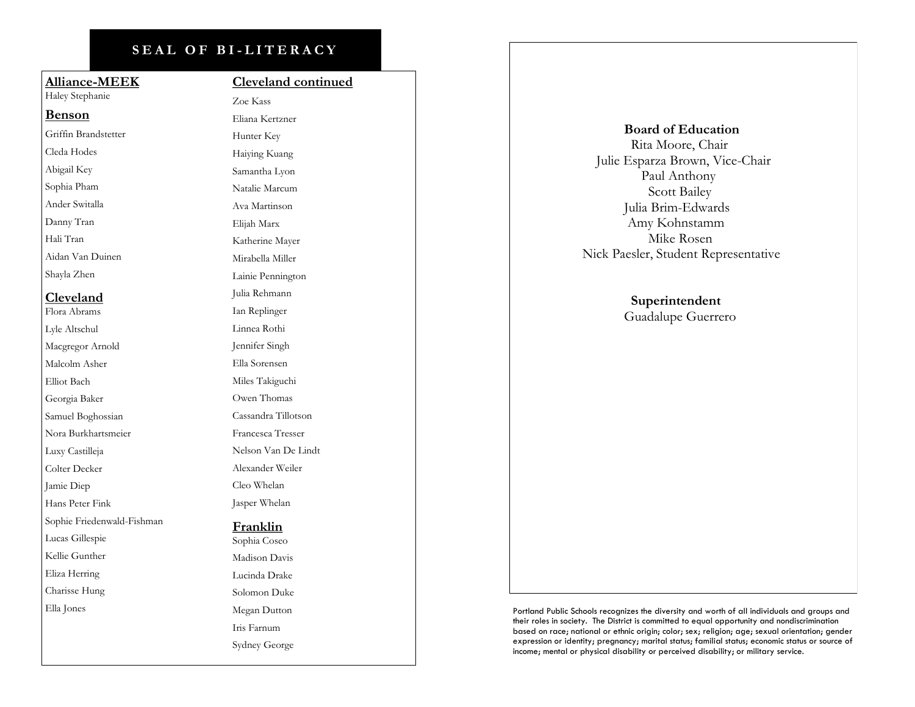## SEAL OF BI-LITERACY

### Alliance-MEEK

Haley Stephanie

### Benson

Griffin Brandstetter

Cleda Hodes

Abigail Key

Sophia Pham

Ander Switalla

Danny Tran

Hali Tran

Aidan Van Duinen

Shayla Zhen

### Cleveland

Flora Abrams

Lyle Altschul

Macgregor Arnold

Malcolm Asher

Elliot Bach

Georgia Baker

Samuel Boghossian

Nora Burkhartsmeier

Luxy Castilleja

Colter Decker

Jamie Diep

Hans Peter Fink

Sophie Friedenwald-Fishman

Lucas Gillespie

Kellie Gunther

Eliza Herring

Charisse Hung

Ella Jones

### Cleveland continued

Zoe Kass

Eliana Kertzner

Hunter Key

Haiying Kuang

Samantha Lyon

Natalie Marcum

Ava Martinson

Elijah Marx

Katherine Mayer

Mirabella Miller

Lainie Pennington

Julia Rehmann

Ian Replinger

Linnea Rothi

Jennifer Singh

Ella Sorensen

Miles Takiguchi

Owen Thomas

Cassandra Tillotson

Francesca Tresser

Nelson Van De Lindt

Alexander Weiler

Cleo Whelan

Jasper Whelan

### Franklin

Sophia Coseo

Madison Davis

Lucinda Drake

Solomon Duke

Megan Dutton

Iris Farnum

Sydney George

**Board of Education**

Rita Moore, Chair

Julie Esparza Brown, Vice-Chair

Paul Anthony

Scott Bailey

Julia Brim-Edwards

Amy Kohnstamm

Mike Rosen

Nick Paesler, Student Representative

**Superintendent**

Guadalupe Guerrero

Portland Public Schools recognizes the diversity and worth of all individuals and groups and their roles in society. The District is committed to equal opportunity and nondiscrimination based on race; national or ethnic origin; color; sex; religion; age; sexual orientation; gender expression or identity; pregnancy; marital status; familial status; economic status or source of income; mental or physical disability or perceived disability; or military service.